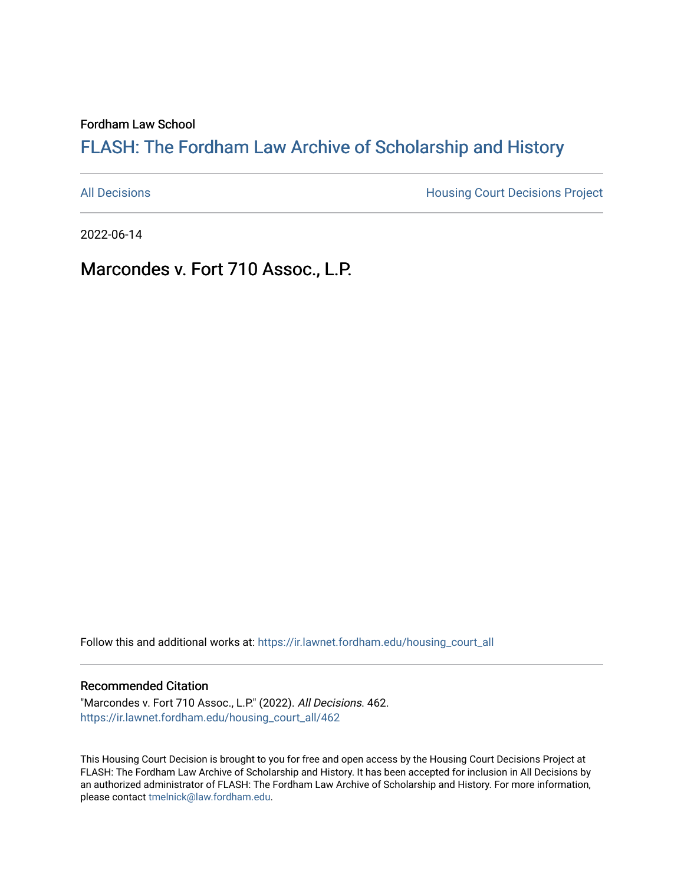Fordham Law School

# FLASH: The Fordham Law Archive of Scholarship and History

All Decisions | Housing Court Decisions Project

2022-06-14

## Marcondes v. Fort 710 Assoc., L.P.

Follow this and additional works at: https://ir.lawnet.fordham.edu/housing_court_all

### Recommended Citation

"Marcondes v. Fort 710 Assoc., L.P." (2022). *All Decisions*. 462.
https://ir.lawnet.fordham.edu/housing_court_all/462

This Housing Court Decision is brought to you for free and open access by the Housing Court Decisions Project at FLASH: The Fordham Law Archive of Scholarship and History. It has been accepted for inclusion in All Decisions by an authorized administrator of FLASH: The Fordham Law Archive of Scholarship and History. For more information, please contact tmelnick@law.fordham.edu.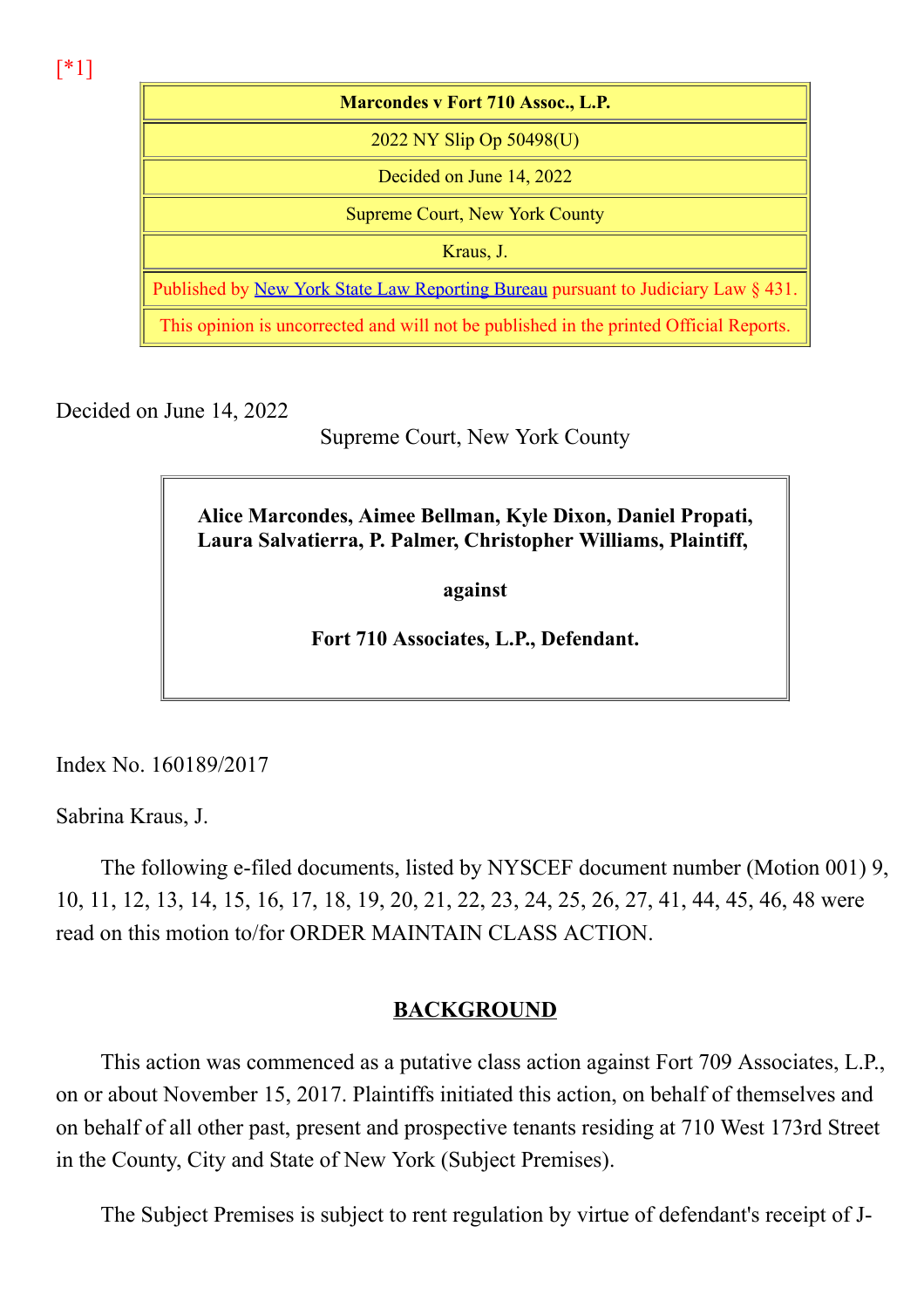[*1]

| Marcondes v Fort 710 Assoc., L.P. |
| --- |
| 2022 NY Slip Op 50498(U) |
| Decided on June 14, 2022 |
| Supreme Court, New York County |
| Kraus, J. |
| Published by New York State Law Reporting Bureau pursuant to Judiciary Law § 431. |
| This opinion is uncorrected and will not be published in the printed Official Reports. |

Decided on June 14, 2022

Supreme Court, New York County

**Alice Marcondes, Aimee Bellman, Kyle Dixon, Daniel Propati, Laura Salvatierra, P. Palmer, Christopher Williams, Plaintiff,**

**against**

**Fort 710 Associates, L.P., Defendant.**

Index No. 160189/2017

Sabrina Kraus, J.

The following e-filed documents, listed by NYSCEF document number (Motion 001) 9, 10, 11, 12, 13, 14, 15, 16, 17, 18, 19, 20, 21, 22, 23, 24, 25, 26, 27, 41, 44, 45, 46, 48 were read on this motion to/for ORDER MAINTAIN CLASS ACTION.

## BACKGROUND

This action was commenced as a putative class action against Fort 709 Associates, L.P., on or about November 15, 2017. Plaintiffs initiated this action, on behalf of themselves and on behalf of all other past, present and prospective tenants residing at 710 West 173rd Street in the County, City and State of New York (Subject Premises).

The Subject Premises is subject to rent regulation by virtue of defendant's receipt of J-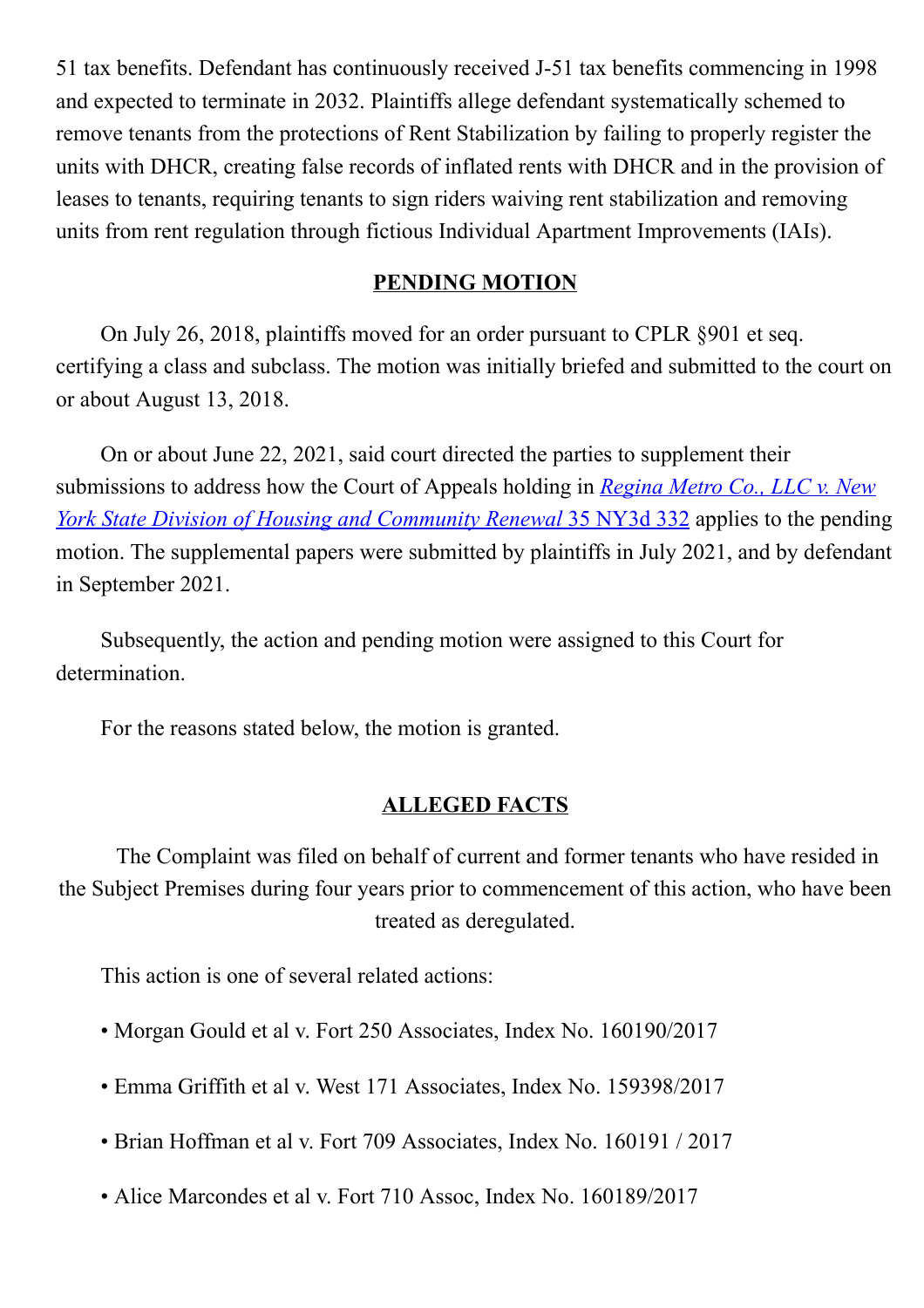51 tax benefits. Defendant has continuously received J-51 tax benefits commencing in 1998 and expected to terminate in 2032. Plaintiffs allege defendant systematically schemed to remove tenants from the protections of Rent Stabilization by failing to properly register the units with DHCR, creating false records of inflated rents with DHCR and in the provision of leases to tenants, requiring tenants to sign riders waiving rent stabilization and removing units from rent regulation through fictious Individual Apartment Improvements (IAIs).

## PENDING MOTION

On July 26, 2018, plaintiffs moved for an order pursuant to CPLR §901 et seq. certifying a class and subclass. The motion was initially briefed and submitted to the court on or about August 13, 2018.

On or about June 22, 2021, said court directed the parties to supplement their submissions to address how the Court of Appeals holding in *Regina Metro Co., LLC v. New York State Division of Housing and Community Renewal* 35 NY3d 332 applies to the pending motion. The supplemental papers were submitted by plaintiffs in July 2021, and by defendant in September 2021.

Subsequently, the action and pending motion were assigned to this Court for determination.

For the reasons stated below, the motion is granted.

## ALLEGED FACTS

The Complaint was filed on behalf of current and former tenants who have resided in the Subject Premises during four years prior to commencement of this action, who have been treated as deregulated.

This action is one of several related actions:

- Morgan Gould et al v. Fort 250 Associates, Index No. 160190/2017
- Emma Griffith et al v. West 171 Associates, Index No. 159398/2017
- Brian Hoffman et al v. Fort 709 Associates, Index No. 160191 / 2017
- Alice Marcondes et al v. Fort 710 Assoc, Index No. 160189/2017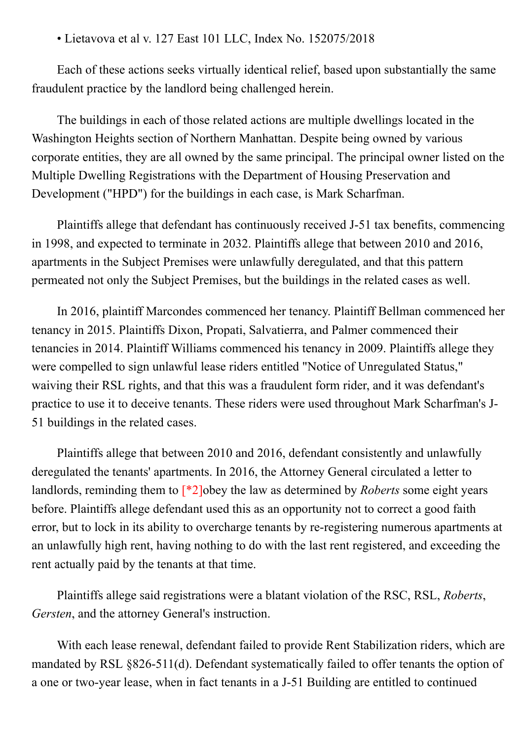• Lietavova et al v. 127 East 101 LLC, Index No. 152075/2018

Each of these actions seeks virtually identical relief, based upon substantially the same fraudulent practice by the landlord being challenged herein.

The buildings in each of those related actions are multiple dwellings located in the Washington Heights section of Northern Manhattan. Despite being owned by various corporate entities, they are all owned by the same principal. The principal owner listed on the Multiple Dwelling Registrations with the Department of Housing Preservation and Development ("HPD") for the buildings in each case, is Mark Scharfman.

Plaintiffs allege that defendant has continuously received J-51 tax benefits, commencing in 1998, and expected to terminate in 2032. Plaintiffs allege that between 2010 and 2016, apartments in the Subject Premises were unlawfully deregulated, and that this pattern permeated not only the Subject Premises, but the buildings in the related cases as well.

In 2016, plaintiff Marcondes commenced her tenancy. Plaintiff Bellman commenced her tenancy in 2015. Plaintiffs Dixon, Propati, Salvatierra, and Palmer commenced their tenancies in 2014. Plaintiff Williams commenced his tenancy in 2009. Plaintiffs allege they were compelled to sign unlawful lease riders entitled "Notice of Unregulated Status," waiving their RSL rights, and that this was a fraudulent form rider, and it was defendant's practice to use it to deceive tenants. These riders were used throughout Mark Scharfman's J-51 buildings in the related cases.

Plaintiffs allege that between 2010 and 2016, defendant consistently and unlawfully deregulated the tenants' apartments. In 2016, the Attorney General circulated a letter to landlords, reminding them to [*2]obey the law as determined by *Roberts* some eight years before. Plaintiffs allege defendant used this as an opportunity not to correct a good faith error, but to lock in its ability to overcharge tenants by re-registering numerous apartments at an unlawfully high rent, having nothing to do with the last rent registered, and exceeding the rent actually paid by the tenants at that time.

Plaintiffs allege said registrations were a blatant violation of the RSC, RSL, *Roberts*, *Gersten*, and the attorney General's instruction.

With each lease renewal, defendant failed to provide Rent Stabilization riders, which are mandated by RSL §826-511(d). Defendant systematically failed to offer tenants the option of a one or two-year lease, when in fact tenants in a J-51 Building are entitled to continued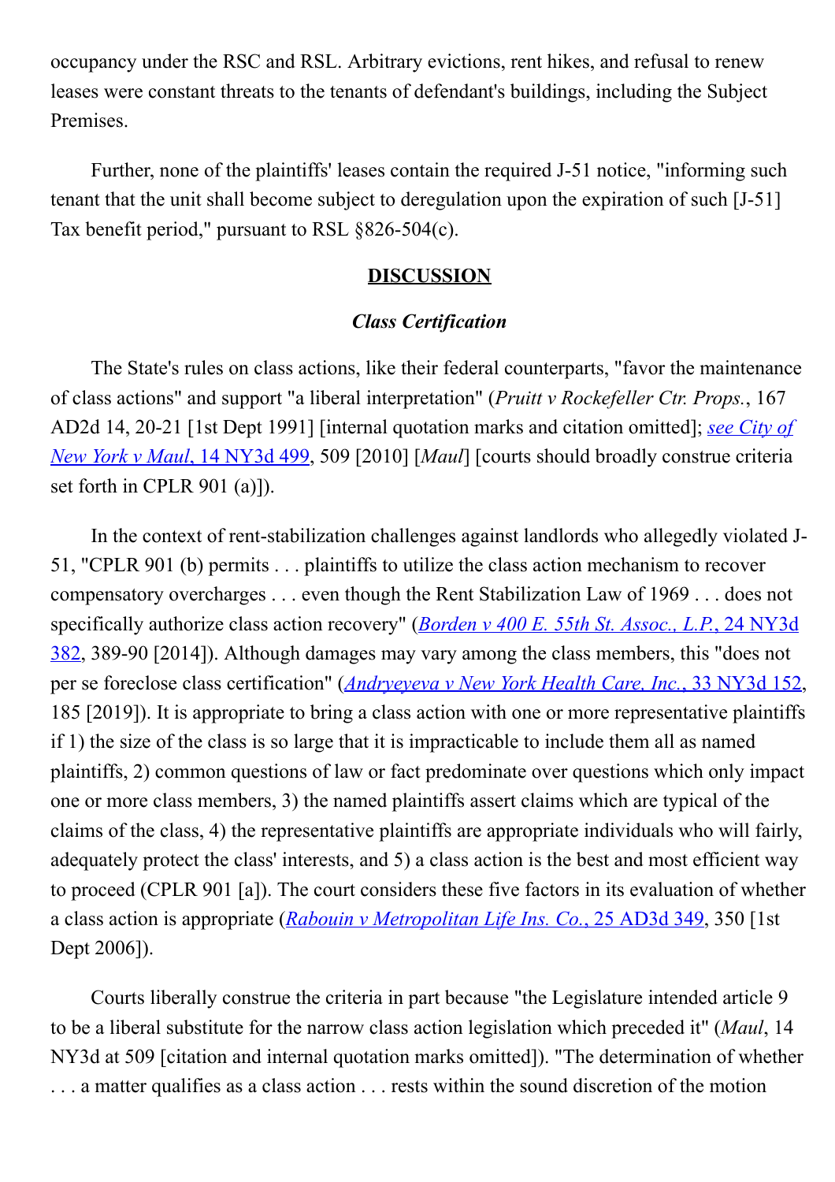occupancy under the RSC and RSL. Arbitrary evictions, rent hikes, and refusal to renew leases were constant threats to the tenants of defendant's buildings, including the Subject Premises.

Further, none of the plaintiffs' leases contain the required J-51 notice, "informing such tenant that the unit shall become subject to deregulation upon the expiration of such [J-51] Tax benefit period," pursuant to RSL §826-504(c).

## DISCUSSION

### *Class Certification*

The State's rules on class actions, like their federal counterparts, "favor the maintenance of class actions" and support "a liberal interpretation" (*Pruitt v Rockefeller Ctr. Props.*, 167 AD2d 14, 20-21 [1st Dept 1991] [internal quotation marks and citation omitted]; *see City of New York v Maul*, 14 NY3d 499, 509 [2010] [*Maul*] [courts should broadly construe criteria set forth in CPLR 901 (a)]).

In the context of rent-stabilization challenges against landlords who allegedly violated J-51, "CPLR 901 (b) permits . . . plaintiffs to utilize the class action mechanism to recover compensatory overcharges . . . even though the Rent Stabilization Law of 1969 . . . does not specifically authorize class action recovery" (*Borden v 400 E. 55th St. Assoc., L.P.*, 24 NY3d 382, 389-90 [2014]). Although damages may vary among the class members, this "does not per se foreclose class certification" (*Andryeyeva v New York Health Care, Inc.*, 33 NY3d 152, 185 [2019]). It is appropriate to bring a class action with one or more representative plaintiffs if 1) the size of the class is so large that it is impracticable to include them all as named plaintiffs, 2) common questions of law or fact predominate over questions which only impact one or more class members, 3) the named plaintiffs assert claims which are typical of the claims of the class, 4) the representative plaintiffs are appropriate individuals who will fairly, adequately protect the class' interests, and 5) a class action is the best and most efficient way to proceed (CPLR 901 [a]). The court considers these five factors in its evaluation of whether a class action is appropriate (*Rabouin v Metropolitan Life Ins. Co.*, 25 AD3d 349, 350 [1st Dept 2006]).

Courts liberally construe the criteria in part because "the Legislature intended article 9 to be a liberal substitute for the narrow class action legislation which preceded it" (*Maul*, 14 NY3d at 509 [citation and internal quotation marks omitted]). "The determination of whether . . . a matter qualifies as a class action . . . rests within the sound discretion of the motion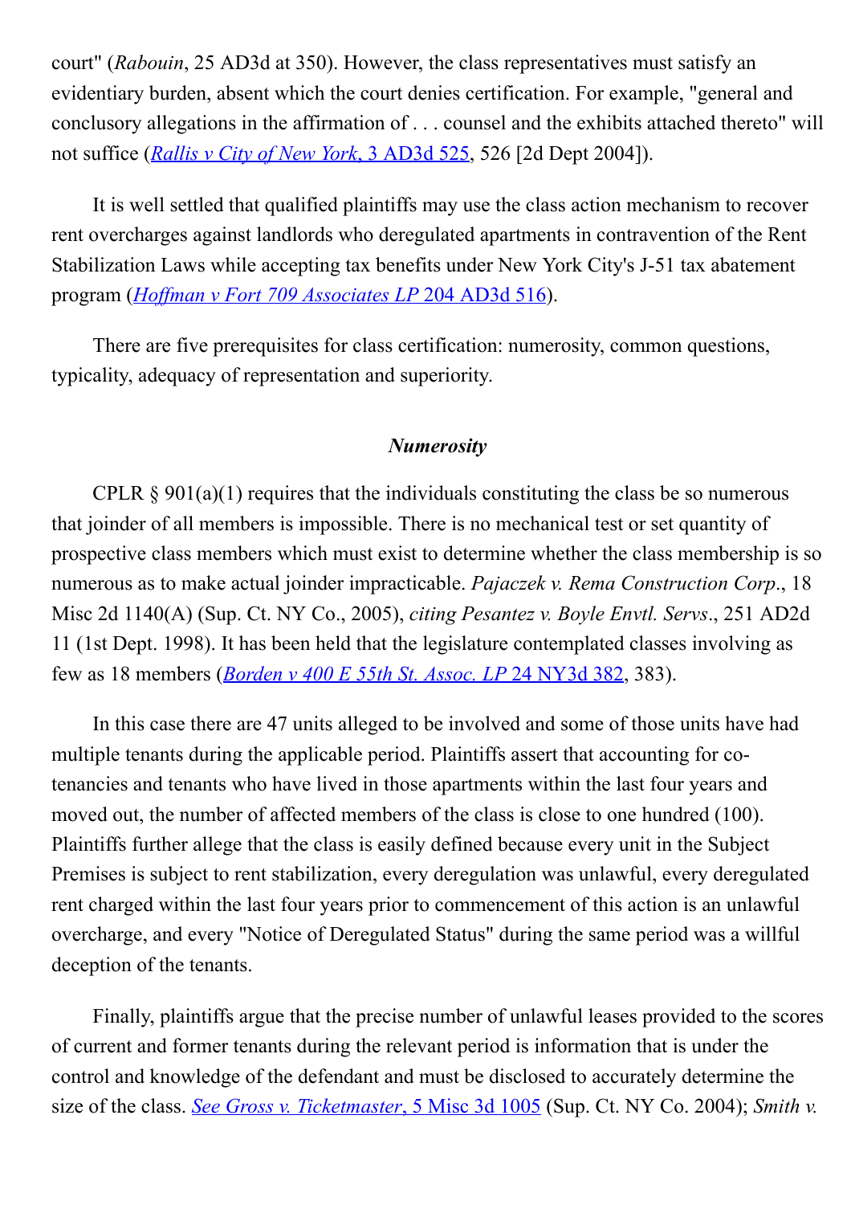court" (*Rabouin*, 25 AD3d at 350). However, the class representatives must satisfy an evidentiary burden, absent which the court denies certification. For example, "general and conclusory allegations in the affirmation of . . . counsel and the exhibits attached thereto" will not suffice (*Rallis v City of New York*, 3 AD3d 525, 526 [2d Dept 2004]).

It is well settled that qualified plaintiffs may use the class action mechanism to recover rent overcharges against landlords who deregulated apartments in contravention of the Rent Stabilization Laws while accepting tax benefits under New York City's J-51 tax abatement program (*Hoffman v Fort 709 Associates LP* 204 AD3d 516).

There are five prerequisites for class certification: numerosity, common questions, typicality, adequacy of representation and superiority.

### *Numerosity*

CPLR § 901(a)(1) requires that the individuals constituting the class be so numerous that joinder of all members is impossible. There is no mechanical test or set quantity of prospective class members which must exist to determine whether the class membership is so numerous as to make actual joinder impracticable. *Pajaczek v. Rema Construction Corp*., 18 Misc 2d 1140(A) (Sup. Ct. NY Co., 2005), *citing Pesantez v. Boyle Envtl. Servs*., 251 AD2d 11 (1st Dept. 1998). It has been held that the legislature contemplated classes involving as few as 18 members (*Borden v 400 E 55th St. Assoc. LP* 24 NY3d 382, 383).

In this case there are 47 units alleged to be involved and some of those units have had multiple tenants during the applicable period. Plaintiffs assert that accounting for co-tenancies and tenants who have lived in those apartments within the last four years and moved out, the number of affected members of the class is close to one hundred (100). Plaintiffs further allege that the class is easily defined because every unit in the Subject Premises is subject to rent stabilization, every deregulation was unlawful, every deregulated rent charged within the last four years prior to commencement of this action is an unlawful overcharge, and every "Notice of Deregulated Status" during the same period was a willful deception of the tenants.

Finally, plaintiffs argue that the precise number of unlawful leases provided to the scores of current and former tenants during the relevant period is information that is under the control and knowledge of the defendant and must be disclosed to accurately determine the size of the class. *See Gross v. Ticketmaster*, 5 Misc 3d 1005 (Sup. Ct. NY Co. 2004); *Smith v.*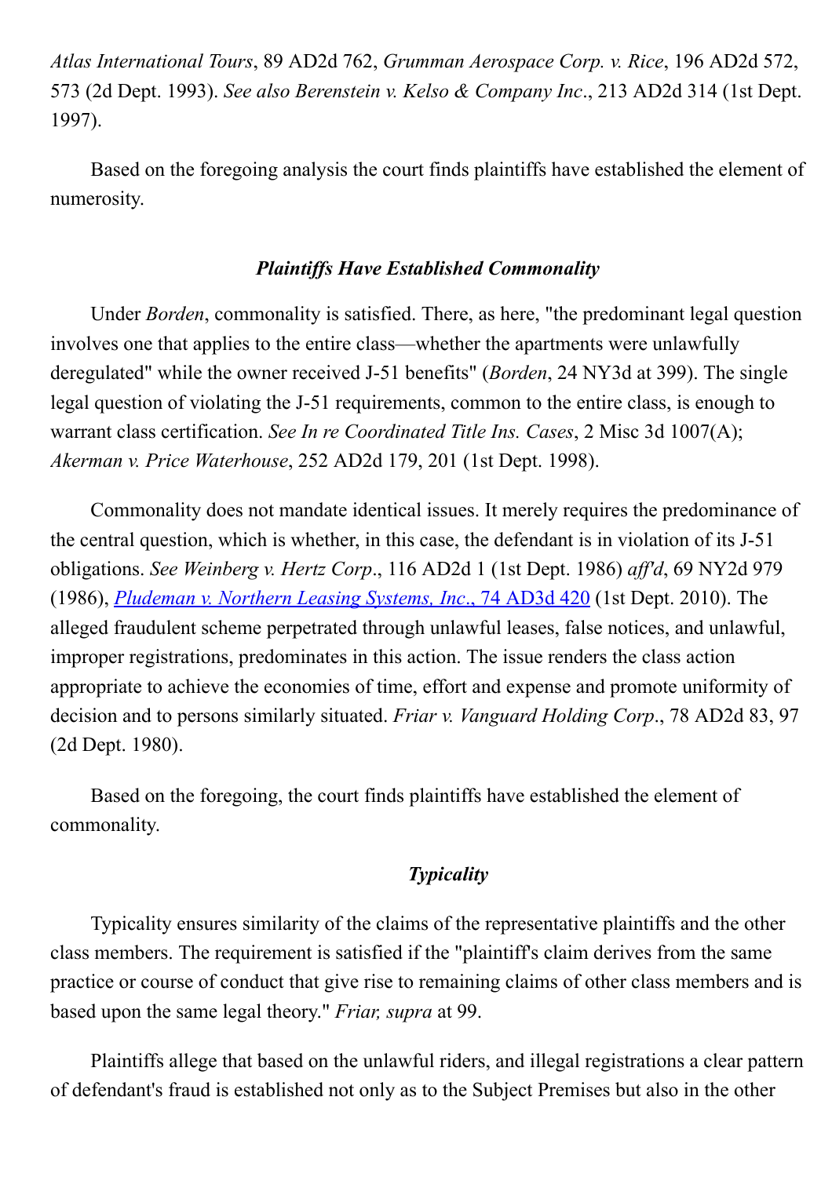*Atlas International Tours*, 89 AD2d 762, *Grumman Aerospace Corp. v. Rice*, 196 AD2d 572, 573 (2d Dept. 1993). *See also Berenstein v. Kelso & Company Inc*., 213 AD2d 314 (1st Dept. 1997).

Based on the foregoing analysis the court finds plaintiffs have established the element of numerosity.

### *Plaintiffs Have Established Commonality*

Under *Borden*, commonality is satisfied. There, as here, "the predominant legal question involves one that applies to the entire class—whether the apartments were unlawfully deregulated" while the owner received J-51 benefits" (*Borden*, 24 NY3d at 399). The single legal question of violating the J-51 requirements, common to the entire class, is enough to warrant class certification. *See In re Coordinated Title Ins. Cases*, 2 Misc 3d 1007(A); *Akerman v. Price Waterhouse*, 252 AD2d 179, 201 (1st Dept. 1998).

Commonality does not mandate identical issues. It merely requires the predominance of the central question, which is whether, in this case, the defendant is in violation of its J-51 obligations. *See Weinberg v. Hertz Corp*., 116 AD2d 1 (1st Dept. 1986) *aff'd*, 69 NY2d 979 (1986), *Pludeman v. Northern Leasing Systems, Inc*., 74 AD3d 420 (1st Dept. 2010). The alleged fraudulent scheme perpetrated through unlawful leases, false notices, and unlawful, improper registrations, predominates in this action. The issue renders the class action appropriate to achieve the economies of time, effort and expense and promote uniformity of decision and to persons similarly situated. *Friar v. Vanguard Holding Corp*., 78 AD2d 83, 97 (2d Dept. 1980).

Based on the foregoing, the court finds plaintiffs have established the element of commonality.

### *Typicality*

Typicality ensures similarity of the claims of the representative plaintiffs and the other class members. The requirement is satisfied if the "plaintiff's claim derives from the same practice or course of conduct that give rise to remaining claims of other class members and is based upon the same legal theory." *Friar, supra* at 99.

Plaintiffs allege that based on the unlawful riders, and illegal registrations a clear pattern of defendant's fraud is established not only as to the Subject Premises but also in the other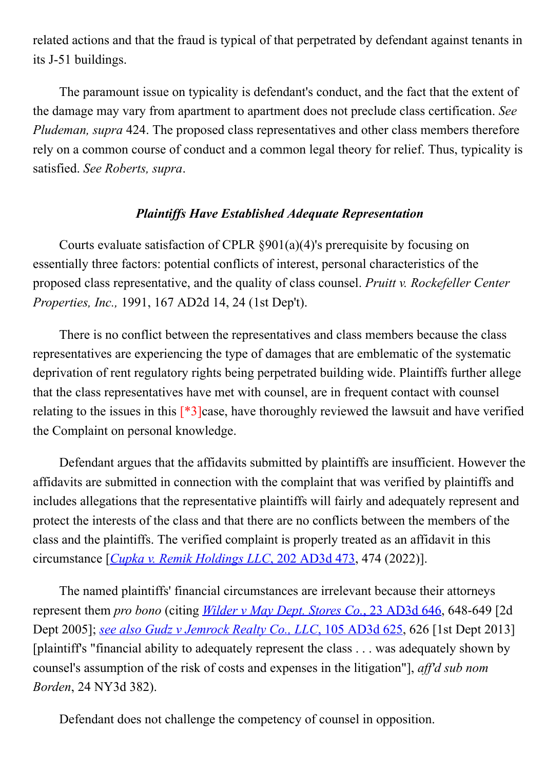related actions and that the fraud is typical of that perpetrated by defendant against tenants in its J-51 buildings.

The paramount issue on typicality is defendant's conduct, and the fact that the extent of the damage may vary from apartment to apartment does not preclude class certification. *See Pludeman, supra* 424. The proposed class representatives and other class members therefore rely on a common course of conduct and a common legal theory for relief. Thus, typicality is satisfied. *See Roberts, supra*.

### *Plaintiffs Have Established Adequate Representation*

Courts evaluate satisfaction of CPLR §901(a)(4)'s prerequisite by focusing on essentially three factors: potential conflicts of interest, personal characteristics of the proposed class representative, and the quality of class counsel. *Pruitt v. Rockefeller Center Properties, Inc.,* 1991, 167 AD2d 14, 24 (1st Dep't).

There is no conflict between the representatives and class members because the class representatives are experiencing the type of damages that are emblematic of the systematic deprivation of rent regulatory rights being perpetrated building wide. Plaintiffs further allege that the class representatives have met with counsel, are in frequent contact with counsel relating to the issues in this [*3]case, have thoroughly reviewed the lawsuit and have verified the Complaint on personal knowledge.

Defendant argues that the affidavits submitted by plaintiffs are insufficient. However the affidavits are submitted in connection with the complaint that was verified by plaintiffs and includes allegations that the representative plaintiffs will fairly and adequately represent and protect the interests of the class and that there are no conflicts between the members of the class and the plaintiffs. The verified complaint is properly treated as an affidavit in this circumstance [*Cupka v. Remik Holdings LLC*, 202 AD3d 473, 474 (2022)].

The named plaintiffs' financial circumstances are irrelevant because their attorneys represent them *pro bono* (citing *Wilder v May Dept. Stores Co.*, 23 AD3d 646, 648-649 [2d Dept 2005]; *see also Gudz v Jemrock Realty Co., LLC*, 105 AD3d 625, 626 [1st Dept 2013] [plaintiff's "financial ability to adequately represent the class . . . was adequately shown by counsel's assumption of the risk of costs and expenses in the litigation"], *aff'd sub nom Borden*, 24 NY3d 382).

Defendant does not challenge the competency of counsel in opposition.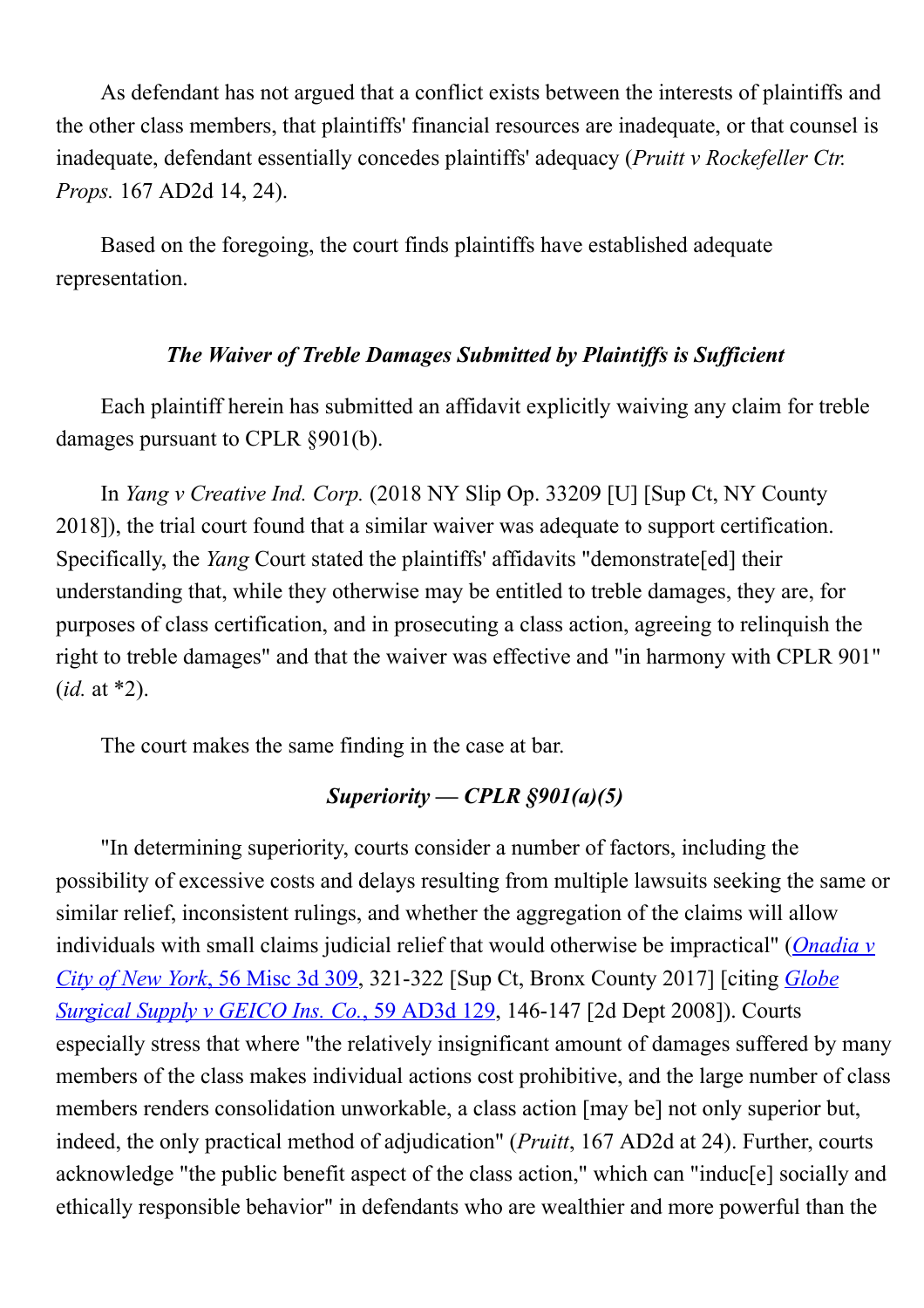As defendant has not argued that a conflict exists between the interests of plaintiffs and the other class members, that plaintiffs' financial resources are inadequate, or that counsel is inadequate, defendant essentially concedes plaintiffs' adequacy (*Pruitt v Rockefeller Ctr. Props.* 167 AD2d 14, 24).

Based on the foregoing, the court finds plaintiffs have established adequate representation.

### *The Waiver of Treble Damages Submitted by Plaintiffs is Sufficient*

Each plaintiff herein has submitted an affidavit explicitly waiving any claim for treble damages pursuant to CPLR §901(b).

In *Yang v Creative Ind. Corp.* (2018 NY Slip Op. 33209 [U] [Sup Ct, NY County 2018]), the trial court found that a similar waiver was adequate to support certification. Specifically, the *Yang* Court stated the plaintiffs' affidavits "demonstrate[ed] their understanding that, while they otherwise may be entitled to treble damages, they are, for purposes of class certification, and in prosecuting a class action, agreeing to relinquish the right to treble damages" and that the waiver was effective and "in harmony with CPLR 901" (*id.* at *2).

The court makes the same finding in the case at bar.

### *Superiority — CPLR §901(a)(5)*

"In determining superiority, courts consider a number of factors, including the possibility of excessive costs and delays resulting from multiple lawsuits seeking the same or similar relief, inconsistent rulings, and whether the aggregation of the claims will allow individuals with small claims judicial relief that would otherwise be impractical" (*Onadia v City of New York*, 56 Misc 3d 309, 321-322 [Sup Ct, Bronx County 2017] [citing *Globe Surgical Supply v GEICO Ins. Co.*, 59 AD3d 129, 146-147 [2d Dept 2008]). Courts especially stress that where "the relatively insignificant amount of damages suffered by many members of the class makes individual actions cost prohibitive, and the large number of class members renders consolidation unworkable, a class action [may be] not only superior but, indeed, the only practical method of adjudication" (*Pruitt*, 167 AD2d at 24). Further, courts acknowledge "the public benefit aspect of the class action," which can "induc[e] socially and ethically responsible behavior" in defendants who are wealthier and more powerful than the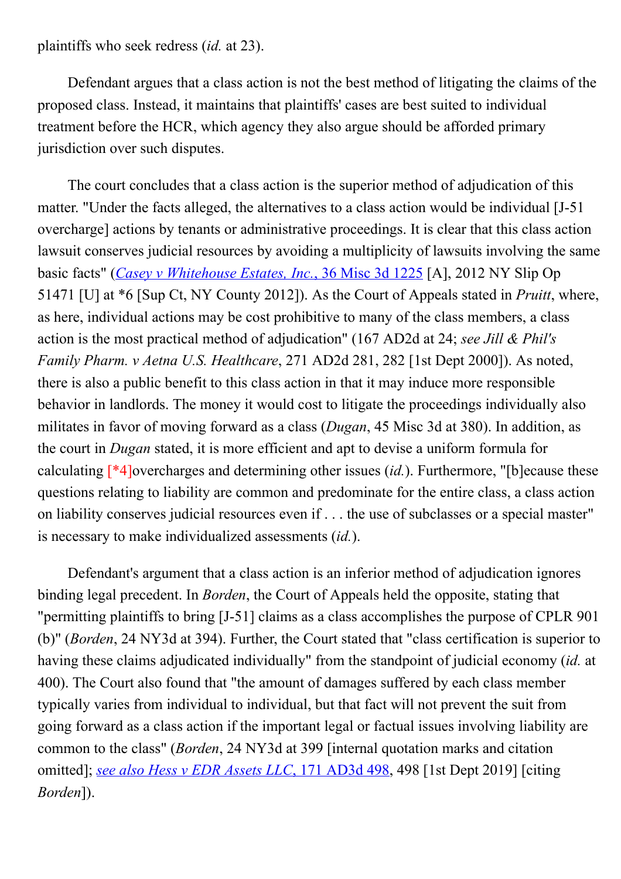plaintiffs who seek redress (*id.* at 23).

Defendant argues that a class action is not the best method of litigating the claims of the proposed class. Instead, it maintains that plaintiffs' cases are best suited to individual treatment before the HCR, which agency they also argue should be afforded primary jurisdiction over such disputes.

The court concludes that a class action is the superior method of adjudication of this matter. "Under the facts alleged, the alternatives to a class action would be individual [J-51 overcharge] actions by tenants or administrative proceedings. It is clear that this class action lawsuit conserves judicial resources by avoiding a multiplicity of lawsuits involving the same basic facts" (*Casey v Whitehouse Estates, Inc.*, 36 Misc 3d 1225 [A], 2012 NY Slip Op 51471 [U] at *6 [Sup Ct, NY County 2012]). As the Court of Appeals stated in *Pruitt*, where, as here, individual actions may be cost prohibitive to many of the class members, a class action is the most practical method of adjudication" (167 AD2d at 24; *see Jill & Phil's Family Pharm. v Aetna U.S. Healthcare*, 271 AD2d 281, 282 [1st Dept 2000]). As noted, there is also a public benefit to this class action in that it may induce more responsible behavior in landlords. The money it would cost to litigate the proceedings individually also militates in favor of moving forward as a class (*Dugan*, 45 Misc 3d at 380). In addition, as the court in *Dugan* stated, it is more efficient and apt to devise a uniform formula for calculating [*4]overcharges and determining other issues (*id.*). Furthermore, "[b]ecause these questions relating to liability are common and predominate for the entire class, a class action on liability conserves judicial resources even if . . . the use of subclasses or a special master" is necessary to make individualized assessments (*id.*).

Defendant's argument that a class action is an inferior method of adjudication ignores binding legal precedent. In *Borden*, the Court of Appeals held the opposite, stating that "permitting plaintiffs to bring [J-51] claims as a class accomplishes the purpose of CPLR 901 (b)" (*Borden*, 24 NY3d at 394). Further, the Court stated that "class certification is superior to having these claims adjudicated individually" from the standpoint of judicial economy (*id.* at 400). The Court also found that "the amount of damages suffered by each class member typically varies from individual to individual, but that fact will not prevent the suit from going forward as a class action if the important legal or factual issues involving liability are common to the class" (*Borden*, 24 NY3d at 399 [internal quotation marks and citation omitted]; *see also Hess v EDR Assets LLC*, 171 AD3d 498, 498 [1st Dept 2019] [citing *Borden*]).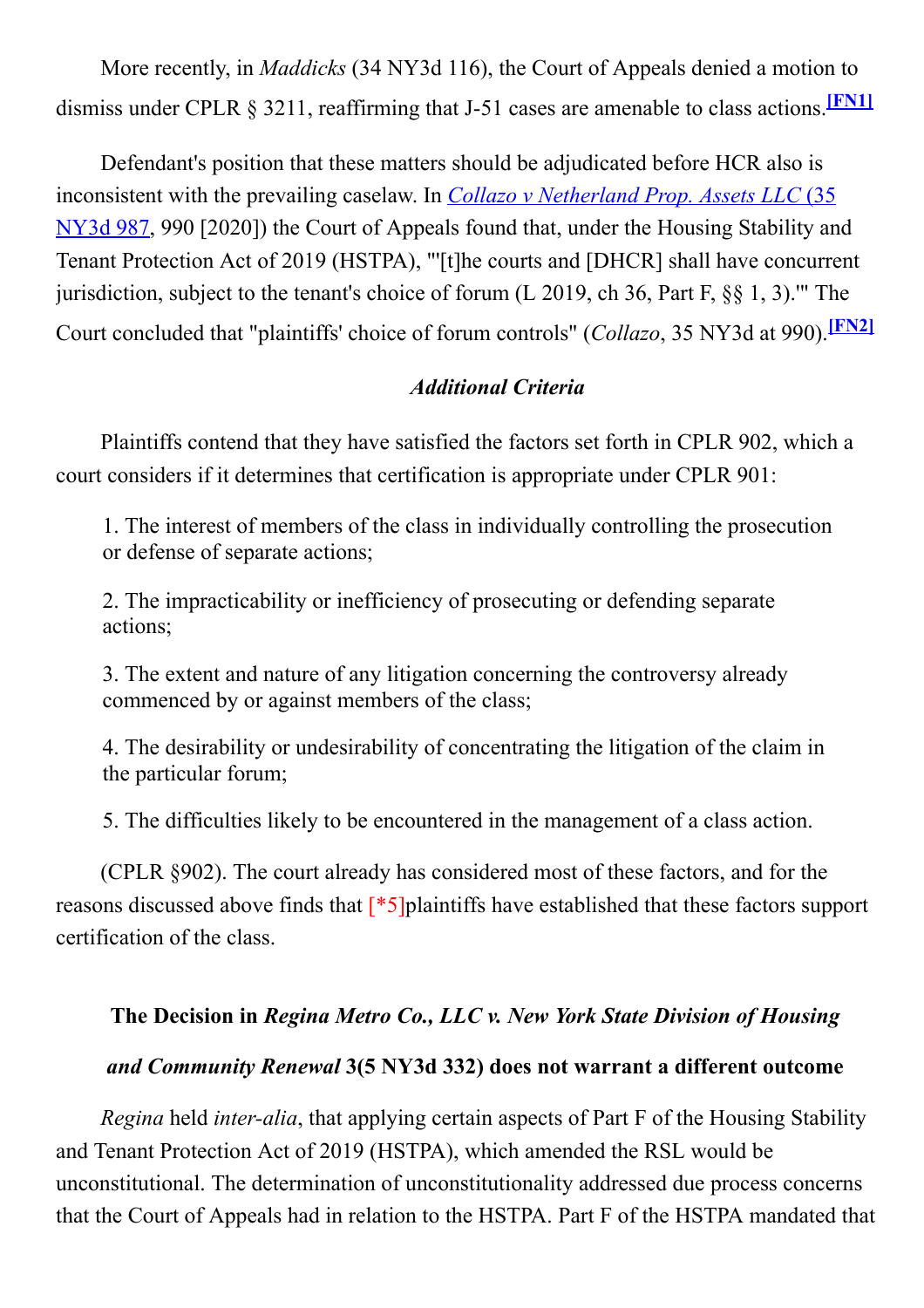More recently, in *Maddicks* (34 NY3d 116), the Court of Appeals denied a motion to dismiss under CPLR § 3211, reaffirming that J-51 cases are amenable to class actions.[FN1]

Defendant's position that these matters should be adjudicated before HCR also is inconsistent with the prevailing caselaw. In *Collazo v Netherland Prop. Assets LLC* (35 NY3d 987, 990 [2020]) the Court of Appeals found that, under the Housing Stability and Tenant Protection Act of 2019 (HSTPA), "'[t]he courts and [DHCR] shall have concurrent jurisdiction, subject to the tenant's choice of forum (L 2019, ch 36, Part F, §§ 1, 3).'" The Court concluded that "plaintiffs' choice of forum controls" (*Collazo*, 35 NY3d at 990).[FN2]

### *Additional Criteria*

Plaintiffs contend that they have satisfied the factors set forth in CPLR 902, which a court considers if it determines that certification is appropriate under CPLR 901:

1. The interest of members of the class in individually controlling the prosecution or defense of separate actions;

2. The impracticability or inefficiency of prosecuting or defending separate actions;

3. The extent and nature of any litigation concerning the controversy already commenced by or against members of the class;

4. The desirability or undesirability of concentrating the litigation of the claim in the particular forum;

5. The difficulties likely to be encountered in the management of a class action.

(CPLR §902). The court already has considered most of these factors, and for the reasons discussed above finds that [*5]plaintiffs have established that these factors support certification of the class.

### The Decision in *Regina Metro Co., LLC v. New York State Division of Housing and Community Renewal* 3(5 NY3d 332) does not warrant a different outcome

*Regina* held *inter-alia*, that applying certain aspects of Part F of the Housing Stability and Tenant Protection Act of 2019 (HSTPA), which amended the RSL would be unconstitutional. The determination of unconstitutionality addressed due process concerns that the Court of Appeals had in relation to the HSTPA. Part F of the HSTPA mandated that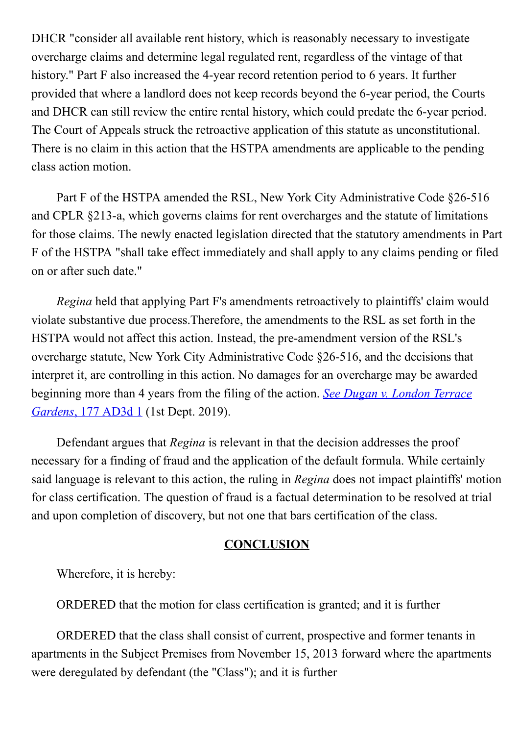DHCR "consider all available rent history, which is reasonably necessary to investigate overcharge claims and determine legal regulated rent, regardless of the vintage of that history." Part F also increased the 4-year record retention period to 6 years. It further provided that where a landlord does not keep records beyond the 6-year period, the Courts and DHCR can still review the entire rental history, which could predate the 6-year period. The Court of Appeals struck the retroactive application of this statute as unconstitutional. There is no claim in this action that the HSTPA amendments are applicable to the pending class action motion.

Part F of the HSTPA amended the RSL, New York City Administrative Code §26-516 and CPLR §213-a, which governs claims for rent overcharges and the statute of limitations for those claims. The newly enacted legislation directed that the statutory amendments in Part F of the HSTPA "shall take effect immediately and shall apply to any claims pending or filed on or after such date."

*Regina* held that applying Part F's amendments retroactively to plaintiffs' claim would violate substantive due process.Therefore, the amendments to the RSL as set forth in the HSTPA would not affect this action. Instead, the pre-amendment version of the RSL's overcharge statute, New York City Administrative Code §26-516, and the decisions that interpret it, are controlling in this action. No damages for an overcharge may be awarded beginning more than 4 years from the filing of the action. *See Dugan v. London Terrace Gardens*, 177 AD3d 1 (1st Dept. 2019).

Defendant argues that *Regina* is relevant in that the decision addresses the proof necessary for a finding of fraud and the application of the default formula. While certainly said language is relevant to this action, the ruling in *Regina* does not impact plaintiffs' motion for class certification. The question of fraud is a factual determination to be resolved at trial and upon completion of discovery, but not one that bars certification of the class.

## CONCLUSION

Wherefore, it is hereby:

ORDERED that the motion for class certification is granted; and it is further

ORDERED that the class shall consist of current, prospective and former tenants in apartments in the Subject Premises from November 15, 2013 forward where the apartments were deregulated by defendant (the "Class"); and it is further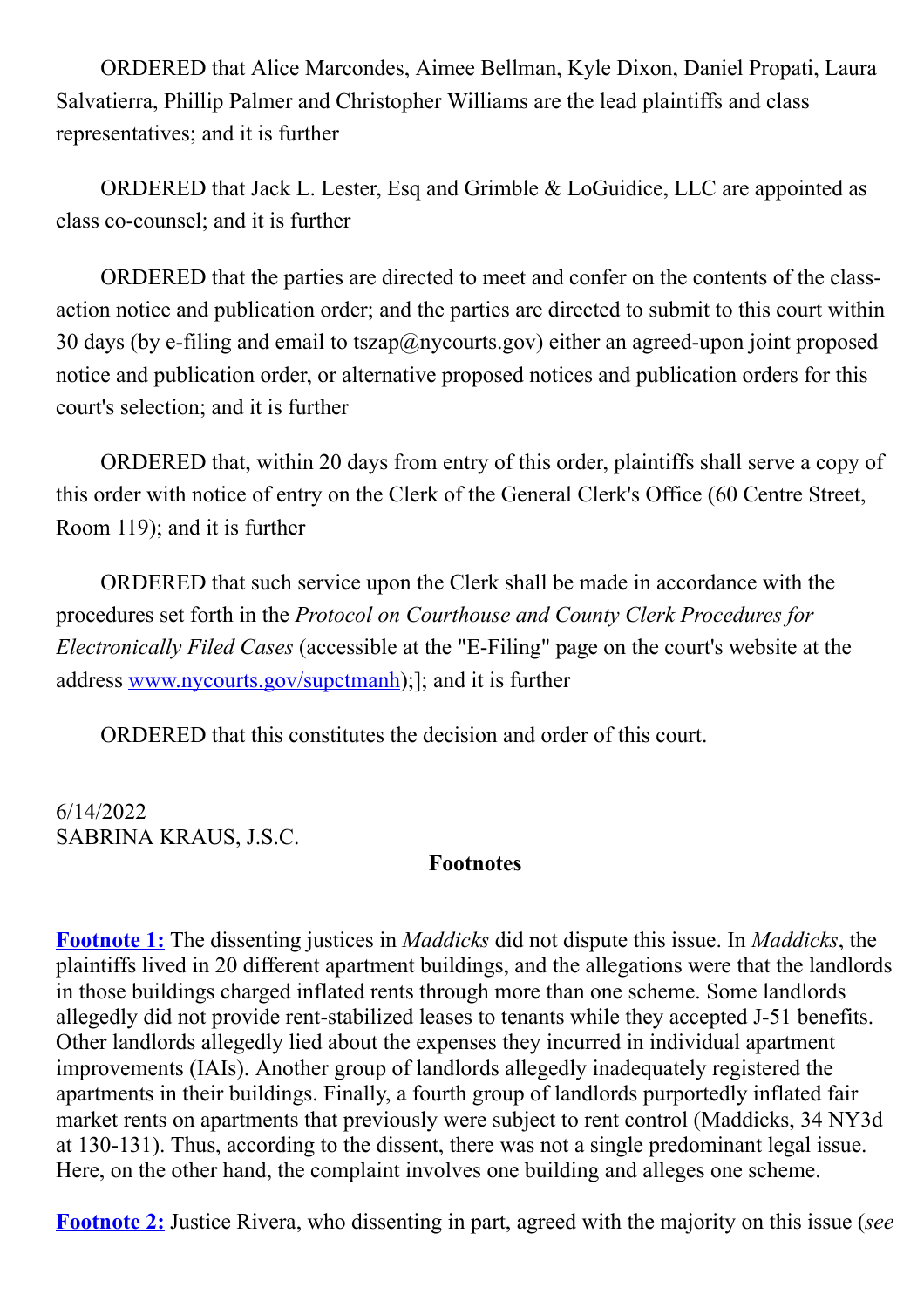ORDERED that Alice Marcondes, Aimee Bellman, Kyle Dixon, Daniel Propati, Laura Salvatierra, Phillip Palmer and Christopher Williams are the lead plaintiffs and class representatives; and it is further

ORDERED that Jack L. Lester, Esq and Grimble & LoGuidice, LLC are appointed as class co-counsel; and it is further

ORDERED that the parties are directed to meet and confer on the contents of the class-action notice and publication order; and the parties are directed to submit to this court within 30 days (by e-filing and email to tszap@nycourts.gov) either an agreed-upon joint proposed notice and publication order, or alternative proposed notices and publication orders for this court's selection; and it is further

ORDERED that, within 20 days from entry of this order, plaintiffs shall serve a copy of this order with notice of entry on the Clerk of the General Clerk's Office (60 Centre Street, Room 119); and it is further

ORDERED that such service upon the Clerk shall be made in accordance with the procedures set forth in the *Protocol on Courthouse and County Clerk Procedures for Electronically Filed Cases* (accessible at the "E-Filing" page on the court's website at the address [www.nycourts.gov/supctmanh](www.nycourts.gov/supctmanh));]; and it is further

ORDERED that this constitutes the decision and order of this court.

6/14/2022
SABRINA KRAUS, J.S.C.

**Footnotes**

**Footnote 1:** The dissenting justices in *Maddicks* did not dispute this issue. In *Maddicks*, the plaintiffs lived in 20 different apartment buildings, and the allegations were that the landlords in those buildings charged inflated rents through more than one scheme. Some landlords allegedly did not provide rent-stabilized leases to tenants while they accepted J-51 benefits. Other landlords allegedly lied about the expenses they incurred in individual apartment improvements (IAIs). Another group of landlords allegedly inadequately registered the apartments in their buildings. Finally, a fourth group of landlords purportedly inflated fair market rents on apartments that previously were subject to rent control (Maddicks, 34 NY3d at 130-131). Thus, according to the dissent, there was not a single predominant legal issue. Here, on the other hand, the complaint involves one building and alleges one scheme.

**Footnote 2:** Justice Rivera, who dissenting in part, agreed with the majority on this issue (*see*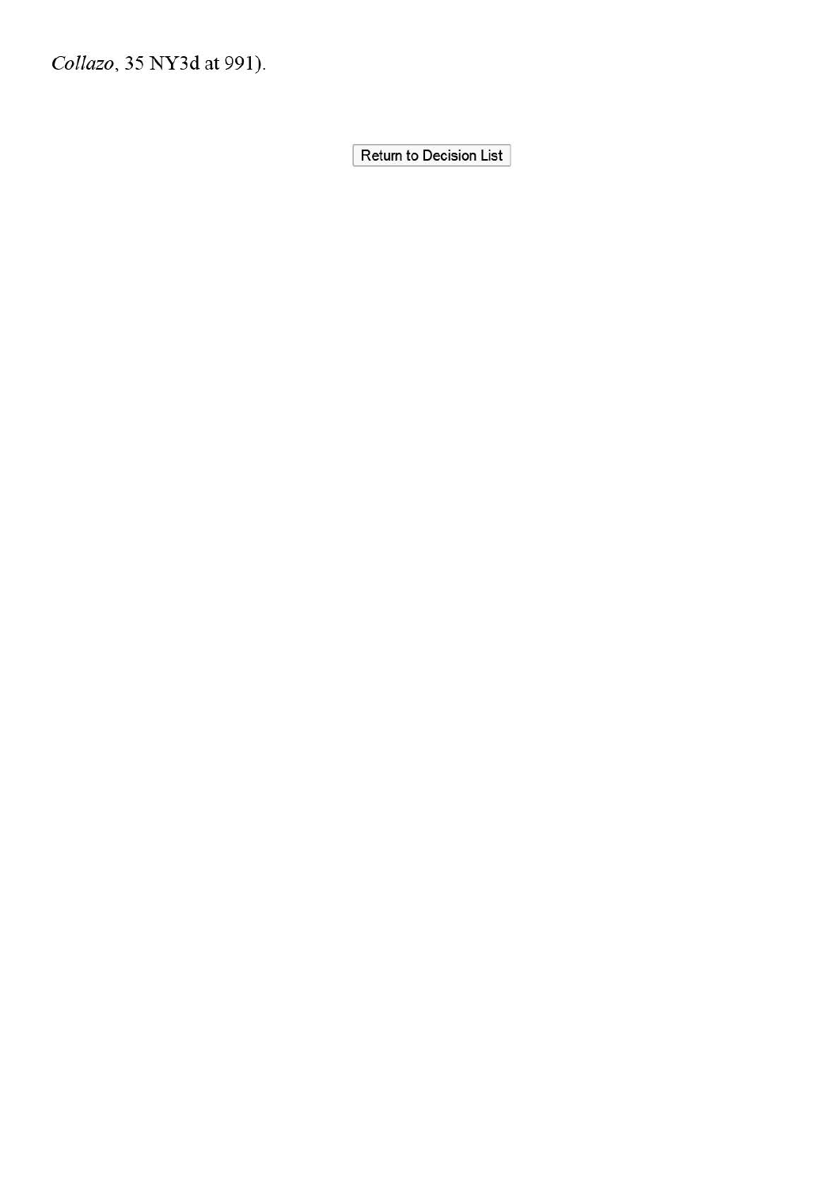*Collazo*, 35 NY3d at 991).

Return to Decision List